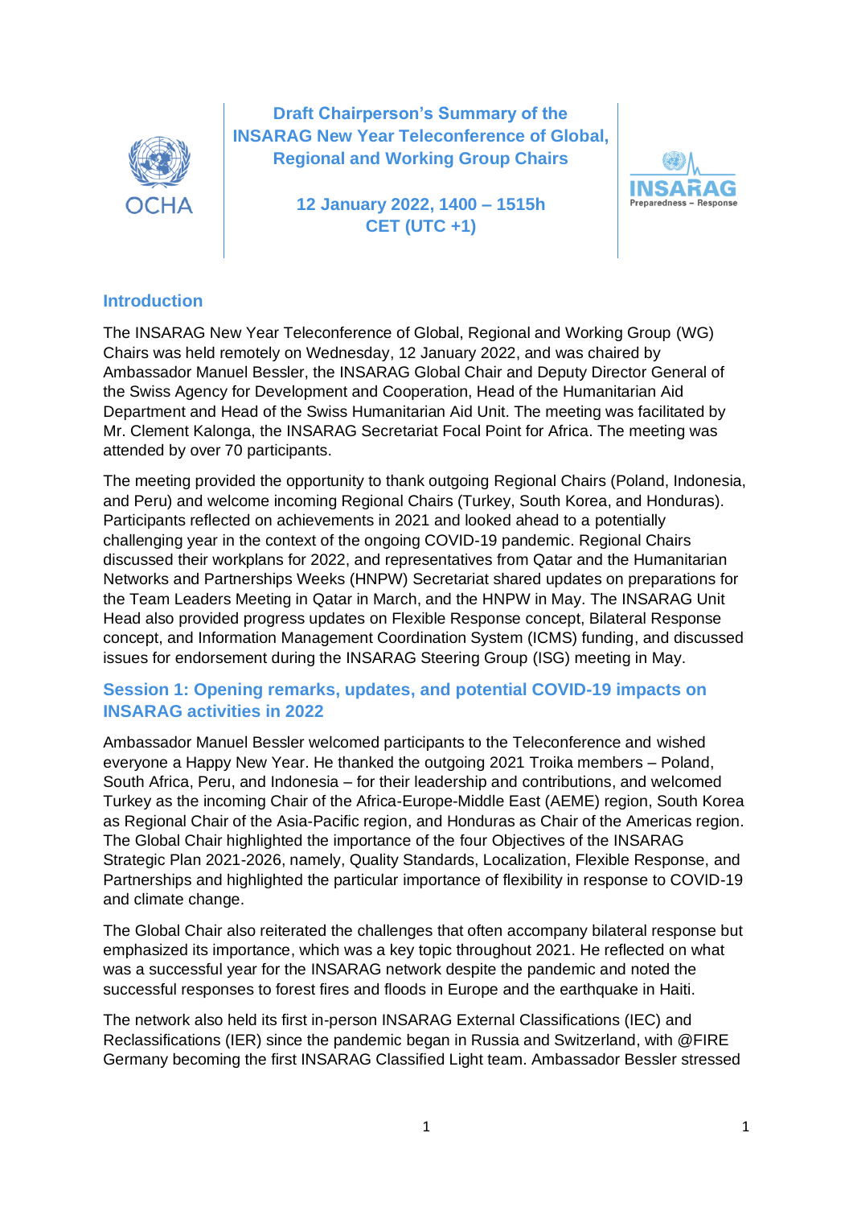# Draft Chairperson's Summary of the INSARAG New Year Teleconference of Global, Regional and Working Group Chairs

**12 January 2022, 1400 – 1515h CET (UTC +1)**

## Introduction

The INSARAG New Year Teleconference of Global, Regional and Working Group (WG) Chairs was held remotely on Wednesday, 12 January 2022, and was chaired by Ambassador Manuel Bessler, the INSARAG Global Chair and Deputy Director General of the Swiss Agency for Development and Cooperation, Head of the Humanitarian Aid Department and Head of the Swiss Humanitarian Aid Unit. The meeting was facilitated by Mr. Clement Kalonga, the INSARAG Secretariat Focal Point for Africa. The meeting was attended by over 70 participants.

The meeting provided the opportunity to thank outgoing Regional Chairs (Poland, Indonesia, and Peru) and welcome incoming Regional Chairs (Turkey, South Korea, and Honduras). Participants reflected on achievements in 2021 and looked ahead to a potentially challenging year in the context of the ongoing COVID-19 pandemic. Regional Chairs discussed their workplans for 2022, and representatives from Qatar and the Humanitarian Networks and Partnerships Weeks (HNPW) Secretariat shared updates on preparations for the Team Leaders Meeting in Qatar in March, and the HNPW in May. The INSARAG Unit Head also provided progress updates on Flexible Response concept, Bilateral Response concept, and Information Management Coordination System (ICMS) funding, and discussed issues for endorsement during the INSARAG Steering Group (ISG) meeting in May.

## Session 1: Opening remarks, updates, and potential COVID-19 impacts on INSARAG activities in 2022

Ambassador Manuel Bessler welcomed participants to the Teleconference and wished everyone a Happy New Year. He thanked the outgoing 2021 Troika members – Poland, South Africa, Peru, and Indonesia – for their leadership and contributions, and welcomed Turkey as the incoming Chair of the Africa-Europe-Middle East (AEME) region, South Korea as Regional Chair of the Asia-Pacific region, and Honduras as Chair of the Americas region. The Global Chair highlighted the importance of the four Objectives of the INSARAG Strategic Plan 2021-2026, namely, Quality Standards, Localization, Flexible Response, and Partnerships and highlighted the particular importance of flexibility in response to COVID-19 and climate change.

The Global Chair also reiterated the challenges that often accompany bilateral response but emphasized its importance, which was a key topic throughout 2021. He reflected on what was a successful year for the INSARAG network despite the pandemic and noted the successful responses to forest fires and floods in Europe and the earthquake in Haiti.

The network also held its first in-person INSARAG External Classifications (IEC) and Reclassifications (IER) since the pandemic began in Russia and Switzerland, with @FIRE Germany becoming the first INSARAG Classified Light team. Ambassador Bessler stressed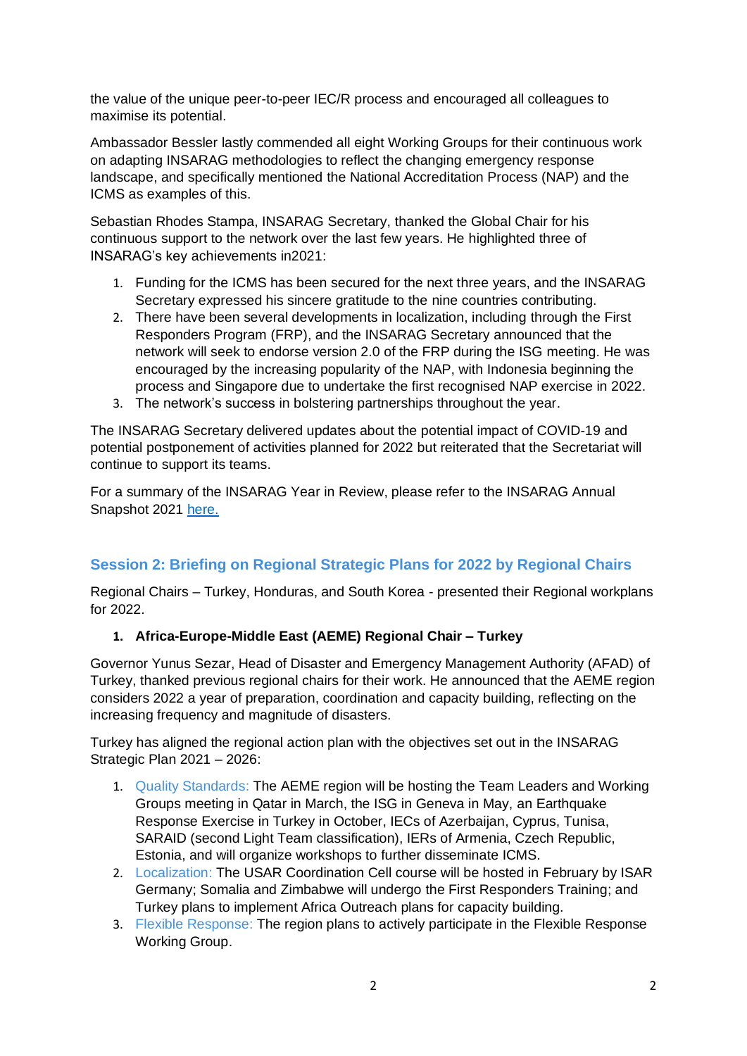the value of the unique peer-to-peer IEC/R process and encouraged all colleagues to maximise its potential.

Ambassador Bessler lastly commended all eight Working Groups for their continuous work on adapting INSARAG methodologies to reflect the changing emergency response landscape, and specifically mentioned the National Accreditation Process (NAP) and the ICMS as examples of this.

Sebastian Rhodes Stampa, INSARAG Secretary, thanked the Global Chair for his continuous support to the network over the last few years. He highlighted three of INSARAG's key achievements in2021:

1. Funding for the ICMS has been secured for the next three years, and the INSARAG Secretary expressed his sincere gratitude to the nine countries contributing.
2. There have been several developments in localization, including through the First Responders Program (FRP), and the INSARAG Secretary announced that the network will seek to endorse version 2.0 of the FRP during the ISG meeting. He was encouraged by the increasing popularity of the NAP, with Indonesia beginning the process and Singapore due to undertake the first recognised NAP exercise in 2022.
3. The network's success in bolstering partnerships throughout the year.

The INSARAG Secretary delivered updates about the potential impact of COVID-19 and potential postponement of activities planned for 2022 but reiterated that the Secretariat will continue to support its teams.

For a summary of the INSARAG Year in Review, please refer to the INSARAG Annual Snapshot 2021 [here.]

## Session 2: Briefing on Regional Strategic Plans for 2022 by Regional Chairs

Regional Chairs – Turkey, Honduras, and South Korea - presented their Regional workplans for 2022.

1. **Africa-Europe-Middle East (AEME) Regional Chair – Turkey**

Governor Yunus Sezar, Head of Disaster and Emergency Management Authority (AFAD) of Turkey, thanked previous regional chairs for their work. He announced that the AEME region considers 2022 a year of preparation, coordination and capacity building, reflecting on the increasing frequency and magnitude of disasters.

Turkey has aligned the regional action plan with the objectives set out in the INSARAG Strategic Plan 2021 – 2026:

1. Quality Standards: The AEME region will be hosting the Team Leaders and Working Groups meeting in Qatar in March, the ISG in Geneva in May, an Earthquake Response Exercise in Turkey in October, IECs of Azerbaijan, Cyprus, Tunisa, SARAID (second Light Team classification), IERs of Armenia, Czech Republic, Estonia, and will organize workshops to further disseminate ICMS.
2. Localization: The USAR Coordination Cell course will be hosted in February by ISAR Germany; Somalia and Zimbabwe will undergo the First Responders Training; and Turkey plans to implement Africa Outreach plans for capacity building.
3. Flexible Response: The region plans to actively participate in the Flexible Response Working Group.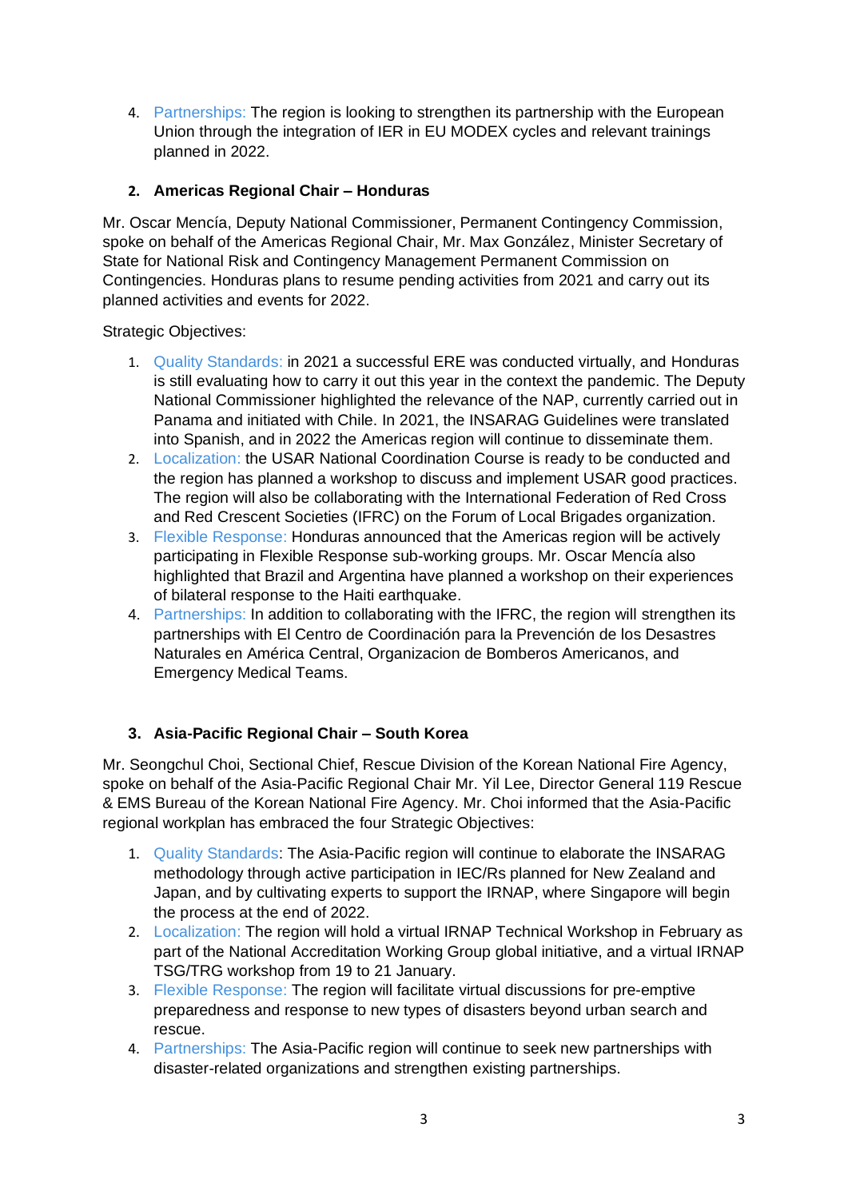4. Partnerships: The region is looking to strengthen its partnership with the European Union through the integration of IER in EU MODEX cycles and relevant trainings planned in 2022.

### 2. Americas Regional Chair – Honduras

Mr. Oscar Mencía, Deputy National Commissioner, Permanent Contingency Commission, spoke on behalf of the Americas Regional Chair, Mr. Max González, Minister Secretary of State for National Risk and Contingency Management Permanent Commission on Contingencies. Honduras plans to resume pending activities from 2021 and carry out its planned activities and events for 2022.

Strategic Objectives:

1. Quality Standards: in 2021 a successful ERE was conducted virtually, and Honduras is still evaluating how to carry it out this year in the context the pandemic. The Deputy National Commissioner highlighted the relevance of the NAP, currently carried out in Panama and initiated with Chile. In 2021, the INSARAG Guidelines were translated into Spanish, and in 2022 the Americas region will continue to disseminate them.
2. Localization: the USAR National Coordination Course is ready to be conducted and the region has planned a workshop to discuss and implement USAR good practices. The region will also be collaborating with the International Federation of Red Cross and Red Crescent Societies (IFRC) on the Forum of Local Brigades organization.
3. Flexible Response: Honduras announced that the Americas region will be actively participating in Flexible Response sub-working groups. Mr. Oscar Mencía also highlighted that Brazil and Argentina have planned a workshop on their experiences of bilateral response to the Haiti earthquake.
4. Partnerships: In addition to collaborating with the IFRC, the region will strengthen its partnerships with El Centro de Coordinación para la Prevención de los Desastres Naturales en América Central, Organizacion de Bomberos Americanos, and Emergency Medical Teams.

### 3. Asia-Pacific Regional Chair – South Korea

Mr. Seongchul Choi, Sectional Chief, Rescue Division of the Korean National Fire Agency, spoke on behalf of the Asia-Pacific Regional Chair Mr. Yil Lee, Director General 119 Rescue & EMS Bureau of the Korean National Fire Agency. Mr. Choi informed that the Asia-Pacific regional workplan has embraced the four Strategic Objectives:

1. Quality Standards: The Asia-Pacific region will continue to elaborate the INSARAG methodology through active participation in IEC/Rs planned for New Zealand and Japan, and by cultivating experts to support the IRNAP, where Singapore will begin the process at the end of 2022.
2. Localization: The region will hold a virtual IRNAP Technical Workshop in February as part of the National Accreditation Working Group global initiative, and a virtual IRNAP TSG/TRG workshop from 19 to 21 January.
3. Flexible Response: The region will facilitate virtual discussions for pre-emptive preparedness and response to new types of disasters beyond urban search and rescue.
4. Partnerships: The Asia-Pacific region will continue to seek new partnerships with disaster-related organizations and strengthen existing partnerships.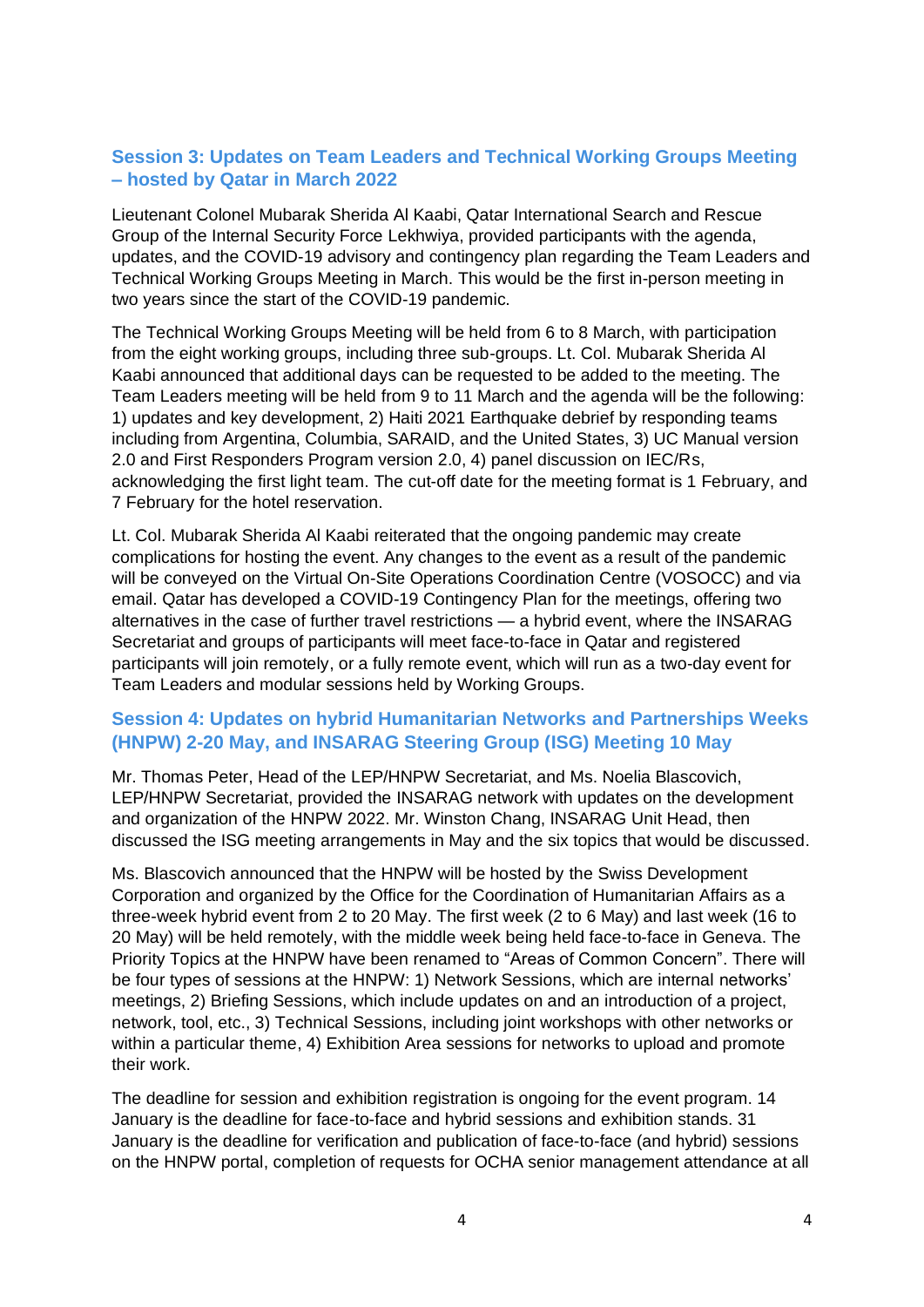## Session 3: Updates on Team Leaders and Technical Working Groups Meeting – hosted by Qatar in March 2022

Lieutenant Colonel Mubarak Sherida Al Kaabi, Qatar International Search and Rescue Group of the Internal Security Force Lekhwiya, provided participants with the agenda, updates, and the COVID-19 advisory and contingency plan regarding the Team Leaders and Technical Working Groups Meeting in March. This would be the first in-person meeting in two years since the start of the COVID-19 pandemic.

The Technical Working Groups Meeting will be held from 6 to 8 March, with participation from the eight working groups, including three sub-groups. Lt. Col. Mubarak Sherida Al Kaabi announced that additional days can be requested to be added to the meeting. The Team Leaders meeting will be held from 9 to 11 March and the agenda will be the following: 1) updates and key development, 2) Haiti 2021 Earthquake debrief by responding teams including from Argentina, Columbia, SARAID, and the United States, 3) UC Manual version 2.0 and First Responders Program version 2.0, 4) panel discussion on IEC/Rs, acknowledging the first light team. The cut-off date for the meeting format is 1 February, and 7 February for the hotel reservation.

Lt. Col. Mubarak Sherida Al Kaabi reiterated that the ongoing pandemic may create complications for hosting the event. Any changes to the event as a result of the pandemic will be conveyed on the Virtual On-Site Operations Coordination Centre (VOSOCC) and via email. Qatar has developed a COVID-19 Contingency Plan for the meetings, offering two alternatives in the case of further travel restrictions — a hybrid event, where the INSARAG Secretariat and groups of participants will meet face-to-face in Qatar and registered participants will join remotely, or a fully remote event, which will run as a two-day event for Team Leaders and modular sessions held by Working Groups.

## Session 4: Updates on hybrid Humanitarian Networks and Partnerships Weeks (HNPW) 2-20 May, and INSARAG Steering Group (ISG) Meeting 10 May

Mr. Thomas Peter, Head of the LEP/HNPW Secretariat, and Ms. Noelia Blascovich, LEP/HNPW Secretariat, provided the INSARAG network with updates on the development and organization of the HNPW 2022. Mr. Winston Chang, INSARAG Unit Head, then discussed the ISG meeting arrangements in May and the six topics that would be discussed.

Ms. Blascovich announced that the HNPW will be hosted by the Swiss Development Corporation and organized by the Office for the Coordination of Humanitarian Affairs as a three-week hybrid event from 2 to 20 May. The first week (2 to 6 May) and last week (16 to 20 May) will be held remotely, with the middle week being held face-to-face in Geneva. The Priority Topics at the HNPW have been renamed to "Areas of Common Concern". There will be four types of sessions at the HNPW: 1) Network Sessions, which are internal networks' meetings, 2) Briefing Sessions, which include updates on and an introduction of a project, network, tool, etc., 3) Technical Sessions, including joint workshops with other networks or within a particular theme, 4) Exhibition Area sessions for networks to upload and promote their work.

The deadline for session and exhibition registration is ongoing for the event program. 14 January is the deadline for face-to-face and hybrid sessions and exhibition stands. 31 January is the deadline for verification and publication of face-to-face (and hybrid) sessions on the HNPW portal, completion of requests for OCHA senior management attendance at all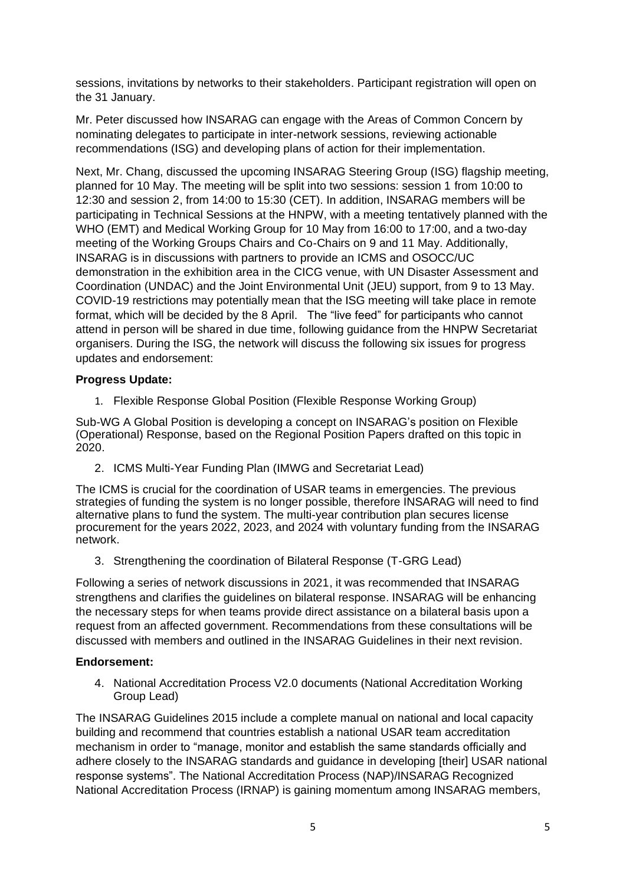sessions, invitations by networks to their stakeholders. Participant registration will open on the 31 January.

Mr. Peter discussed how INSARAG can engage with the Areas of Common Concern by nominating delegates to participate in inter-network sessions, reviewing actionable recommendations (ISG) and developing plans of action for their implementation.

Next, Mr. Chang, discussed the upcoming INSARAG Steering Group (ISG) flagship meeting, planned for 10 May. The meeting will be split into two sessions: session 1 from 10:00 to 12:30 and session 2, from 14:00 to 15:30 (CET). In addition, INSARAG members will be participating in Technical Sessions at the HNPW, with a meeting tentatively planned with the WHO (EMT) and Medical Working Group for 10 May from 16:00 to 17:00, and a two-day meeting of the Working Groups Chairs and Co-Chairs on 9 and 11 May. Additionally, INSARAG is in discussions with partners to provide an ICMS and OSOCC/UC demonstration in the exhibition area in the CICG venue, with UN Disaster Assessment and Coordination (UNDAC) and the Joint Environmental Unit (JEU) support, from 9 to 13 May. COVID-19 restrictions may potentially mean that the ISG meeting will take place in remote format, which will be decided by the 8 April. The "live feed" for participants who cannot attend in person will be shared in due time, following guidance from the HNPW Secretariat organisers. During the ISG, the network will discuss the following six issues for progress updates and endorsement:

**Progress Update:**

1. Flexible Response Global Position (Flexible Response Working Group)

Sub-WG A Global Position is developing a concept on INSARAG's position on Flexible (Operational) Response, based on the Regional Position Papers drafted on this topic in 2020.

2. ICMS Multi-Year Funding Plan (IMWG and Secretariat Lead)

The ICMS is crucial for the coordination of USAR teams in emergencies. The previous strategies of funding the system is no longer possible, therefore INSARAG will need to find alternative plans to fund the system. The multi-year contribution plan secures license procurement for the years 2022, 2023, and 2024 with voluntary funding from the INSARAG network.

3. Strengthening the coordination of Bilateral Response (T-GRG Lead)

Following a series of network discussions in 2021, it was recommended that INSARAG strengthens and clarifies the guidelines on bilateral response. INSARAG will be enhancing the necessary steps for when teams provide direct assistance on a bilateral basis upon a request from an affected government. Recommendations from these consultations will be discussed with members and outlined in the INSARAG Guidelines in their next revision.

**Endorsement:**

4. National Accreditation Process V2.0 documents (National Accreditation Working Group Lead)

The INSARAG Guidelines 2015 include a complete manual on national and local capacity building and recommend that countries establish a national USAR team accreditation mechanism in order to "manage, monitor and establish the same standards officially and adhere closely to the INSARAG standards and guidance in developing [their] USAR national response systems". The National Accreditation Process (NAP)/INSARAG Recognized National Accreditation Process (IRNAP) is gaining momentum among INSARAG members,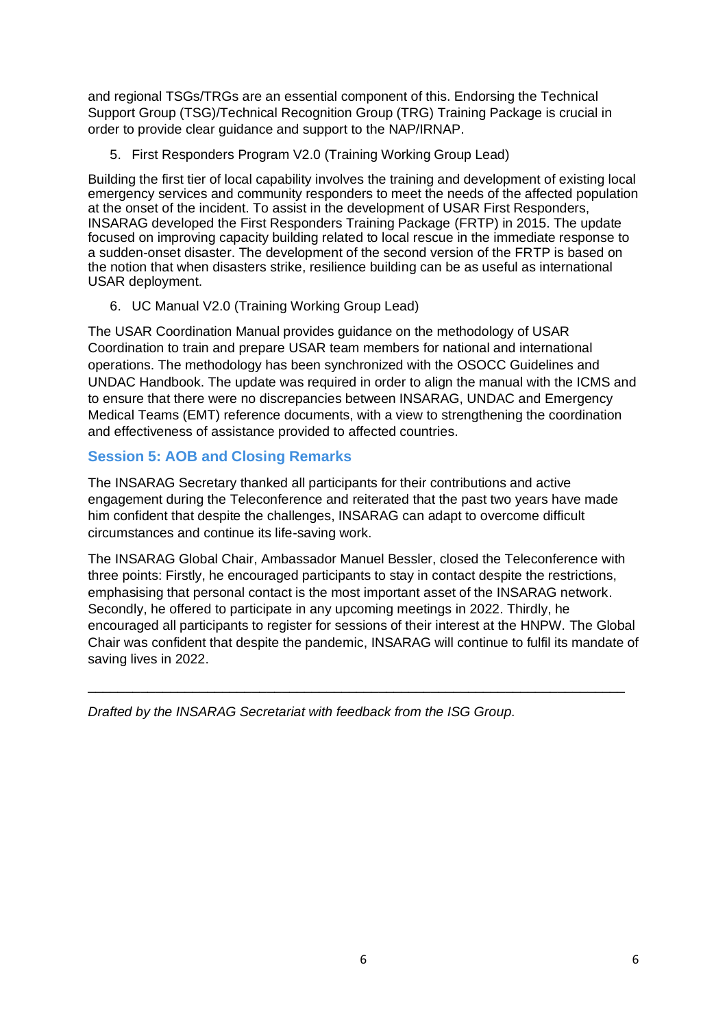and regional TSGs/TRGs are an essential component of this. Endorsing the Technical Support Group (TSG)/Technical Recognition Group (TRG) Training Package is crucial in order to provide clear guidance and support to the NAP/IRNAP.

5. First Responders Program V2.0 (Training Working Group Lead)

Building the first tier of local capability involves the training and development of existing local emergency services and community responders to meet the needs of the affected population at the onset of the incident. To assist in the development of USAR First Responders, INSARAG developed the First Responders Training Package (FRTP) in 2015. The update focused on improving capacity building related to local rescue in the immediate response to a sudden-onset disaster. The development of the second version of the FRTP is based on the notion that when disasters strike, resilience building can be as useful as international USAR deployment.

6. UC Manual V2.0 (Training Working Group Lead)

The USAR Coordination Manual provides guidance on the methodology of USAR Coordination to train and prepare USAR team members for national and international operations. The methodology has been synchronized with the OSOCC Guidelines and UNDAC Handbook. The update was required in order to align the manual with the ICMS and to ensure that there were no discrepancies between INSARAG, UNDAC and Emergency Medical Teams (EMT) reference documents, with a view to strengthening the coordination and effectiveness of assistance provided to affected countries.

## Session 5: AOB and Closing Remarks

The INSARAG Secretary thanked all participants for their contributions and active engagement during the Teleconference and reiterated that the past two years have made him confident that despite the challenges, INSARAG can adapt to overcome difficult circumstances and continue its life-saving work.

The INSARAG Global Chair, Ambassador Manuel Bessler, closed the Teleconference with three points: Firstly, he encouraged participants to stay in contact despite the restrictions, emphasising that personal contact is the most important asset of the INSARAG network. Secondly, he offered to participate in any upcoming meetings in 2022. Thirdly, he encouraged all participants to register for sessions of their interest at the HNPW. The Global Chair was confident that despite the pandemic, INSARAG will continue to fulfil its mandate of saving lives in 2022.

---

*Drafted by the INSARAG Secretariat with feedback from the ISG Group.*